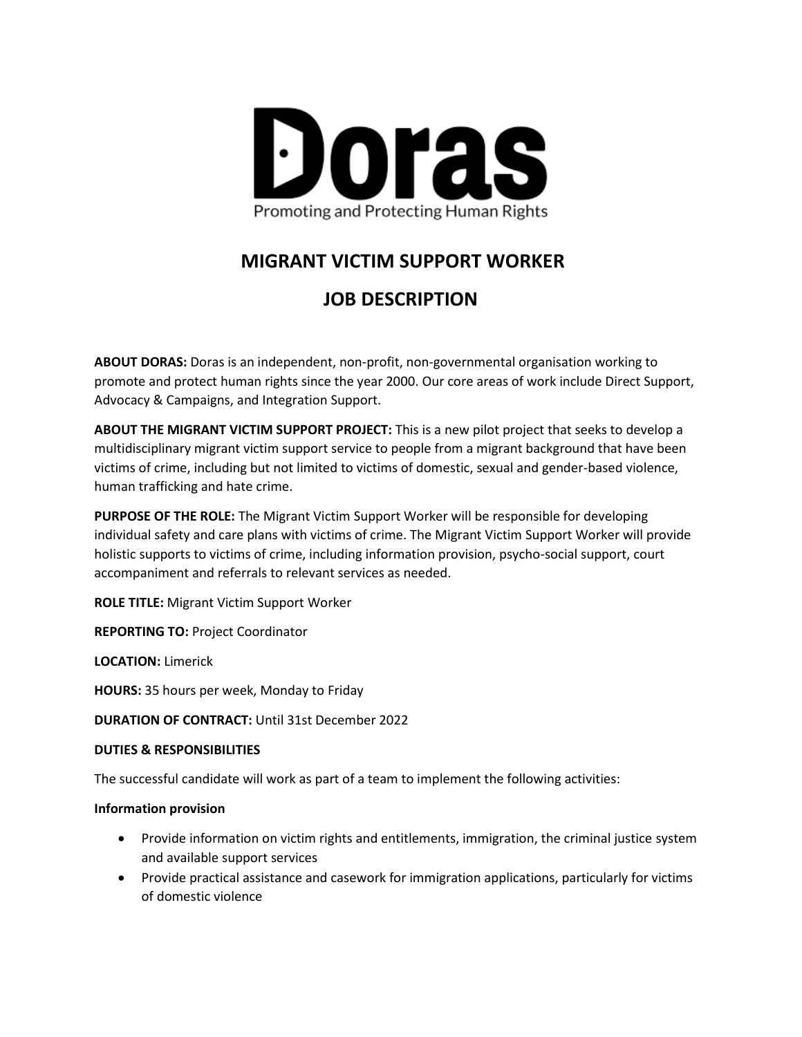# Doras

Promoting and Protecting Human Rights

## MIGRANT VICTIM SUPPORT WORKER

## JOB DESCRIPTION

**ABOUT DORAS:** Doras is an independent, non-profit, non-governmental organisation working to promote and protect human rights since the year 2000. Our core areas of work include Direct Support, Advocacy & Campaigns, and Integration Support.

**ABOUT THE MIGRANT VICTIM SUPPORT PROJECT:** This is a new pilot project that seeks to develop a multidisciplinary migrant victim support service to people from a migrant background that have been victims of crime, including but not limited to victims of domestic, sexual and gender-based violence, human trafficking and hate crime.

**PURPOSE OF THE ROLE:** The Migrant Victim Support Worker will be responsible for developing individual safety and care plans with victims of crime. The Migrant Victim Support Worker will provide holistic supports to victims of crime, including information provision, psycho-social support, court accompaniment and referrals to relevant services as needed.

**ROLE TITLE:** Migrant Victim Support Worker

**REPORTING TO:** Project Coordinator

**LOCATION:** Limerick

**HOURS:** 35 hours per week, Monday to Friday

**DURATION OF CONTRACT:** Until 31st December 2022

**DUTIES & RESPONSIBILITIES**

The successful candidate will work as part of a team to implement the following activities:

**Information provision**

- Provide information on victim rights and entitlements, immigration, the criminal justice system and available support services
- Provide practical assistance and casework for immigration applications, particularly for victims of domestic violence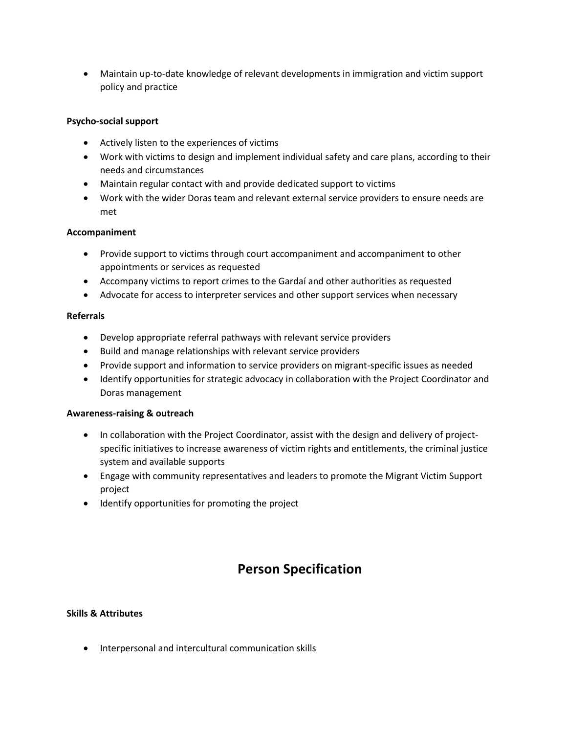- Maintain up-to-date knowledge of relevant developments in immigration and victim support policy and practice

**Psycho-social support**

- Actively listen to the experiences of victims
- Work with victims to design and implement individual safety and care plans, according to their needs and circumstances
- Maintain regular contact with and provide dedicated support to victims
- Work with the wider Doras team and relevant external service providers to ensure needs are met

**Accompaniment**

- Provide support to victims through court accompaniment and accompaniment to other appointments or services as requested
- Accompany victims to report crimes to the Gardaí and other authorities as requested
- Advocate for access to interpreter services and other support services when necessary

**Referrals**

- Develop appropriate referral pathways with relevant service providers
- Build and manage relationships with relevant service providers
- Provide support and information to service providers on migrant-specific issues as needed
- Identify opportunities for strategic advocacy in collaboration with the Project Coordinator and Doras management

**Awareness-raising & outreach**

- In collaboration with the Project Coordinator, assist with the design and delivery of project-specific initiatives to increase awareness of victim rights and entitlements, the criminal justice system and available supports
- Engage with community representatives and leaders to promote the Migrant Victim Support project
- Identify opportunities for promoting the project

# Person Specification

**Skills & Attributes**

- Interpersonal and intercultural communication skills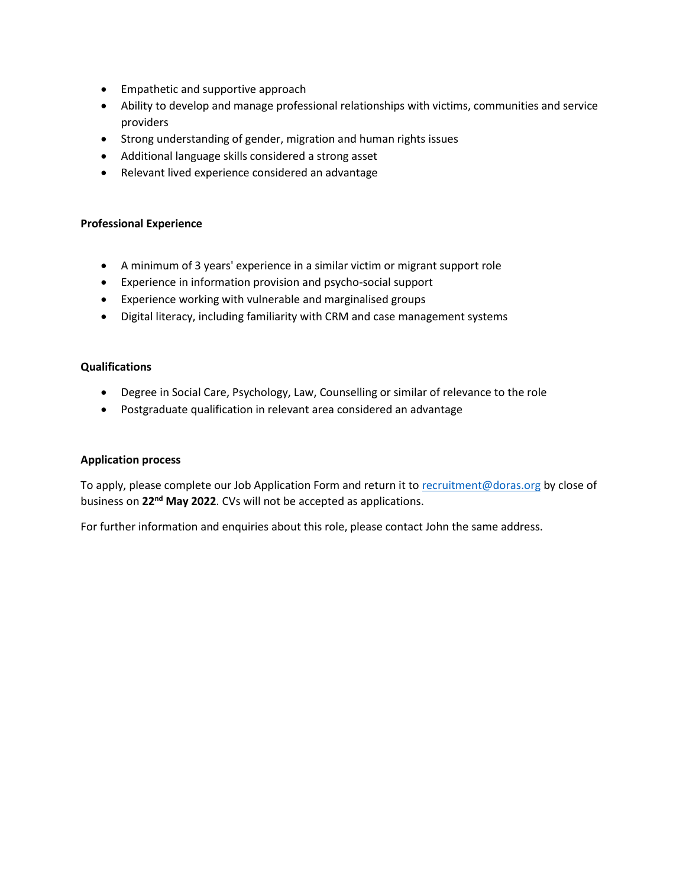- Empathetic and supportive approach
- Ability to develop and manage professional relationships with victims, communities and service providers
- Strong understanding of gender, migration and human rights issues
- Additional language skills considered a strong asset
- Relevant lived experience considered an advantage

**Professional Experience**

- A minimum of 3 years' experience in a similar victim or migrant support role
- Experience in information provision and psycho-social support
- Experience working with vulnerable and marginalised groups
- Digital literacy, including familiarity with CRM and case management systems

**Qualifications**

- Degree in Social Care, Psychology, Law, Counselling or similar of relevance to the role
- Postgraduate qualification in relevant area considered an advantage

**Application process**

To apply, please complete our Job Application Form and return it to recruitment@doras.org by close of business on **22nd May 2022**. CVs will not be accepted as applications.

For further information and enquiries about this role, please contact John the same address.